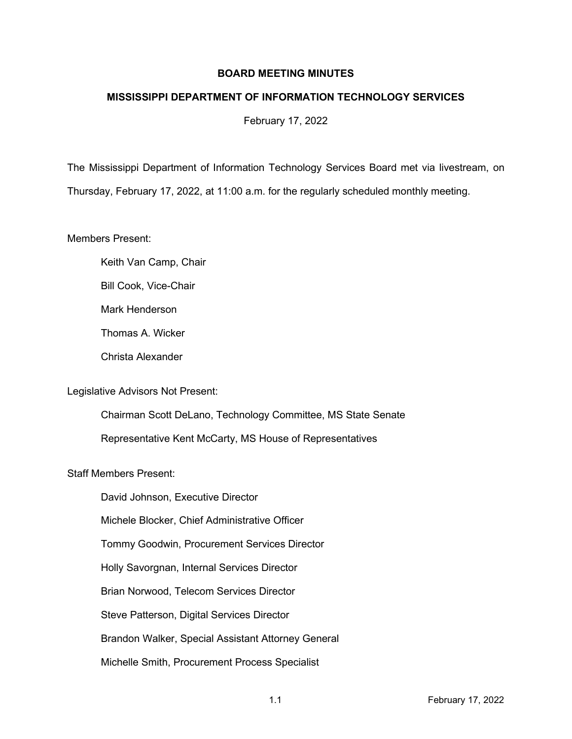# BOARD MEETING MINUTES

## MISSISSIPPI DEPARTMENT OF INFORMATION TECHNOLOGY SERVICES

February 17, 2022

The Mississippi Department of Information Technology Services Board met via livestream, on Thursday, February 17, 2022, at 11:00 a.m. for the regularly scheduled monthly meeting.

Members Present:

Keith Van Camp, Chair

Bill Cook, Vice-Chair

Mark Henderson

Thomas A. Wicker

Christa Alexander

Legislative Advisors Not Present:

Chairman Scott DeLano, Technology Committee, MS State Senate

Representative Kent McCarty, MS House of Representatives

Staff Members Present:

David Johnson, Executive Director

Michele Blocker, Chief Administrative Officer

Tommy Goodwin, Procurement Services Director

Holly Savorgnan, Internal Services Director

Brian Norwood, Telecom Services Director

Steve Patterson, Digital Services Director

Brandon Walker, Special Assistant Attorney General

Michelle Smith, Procurement Process Specialist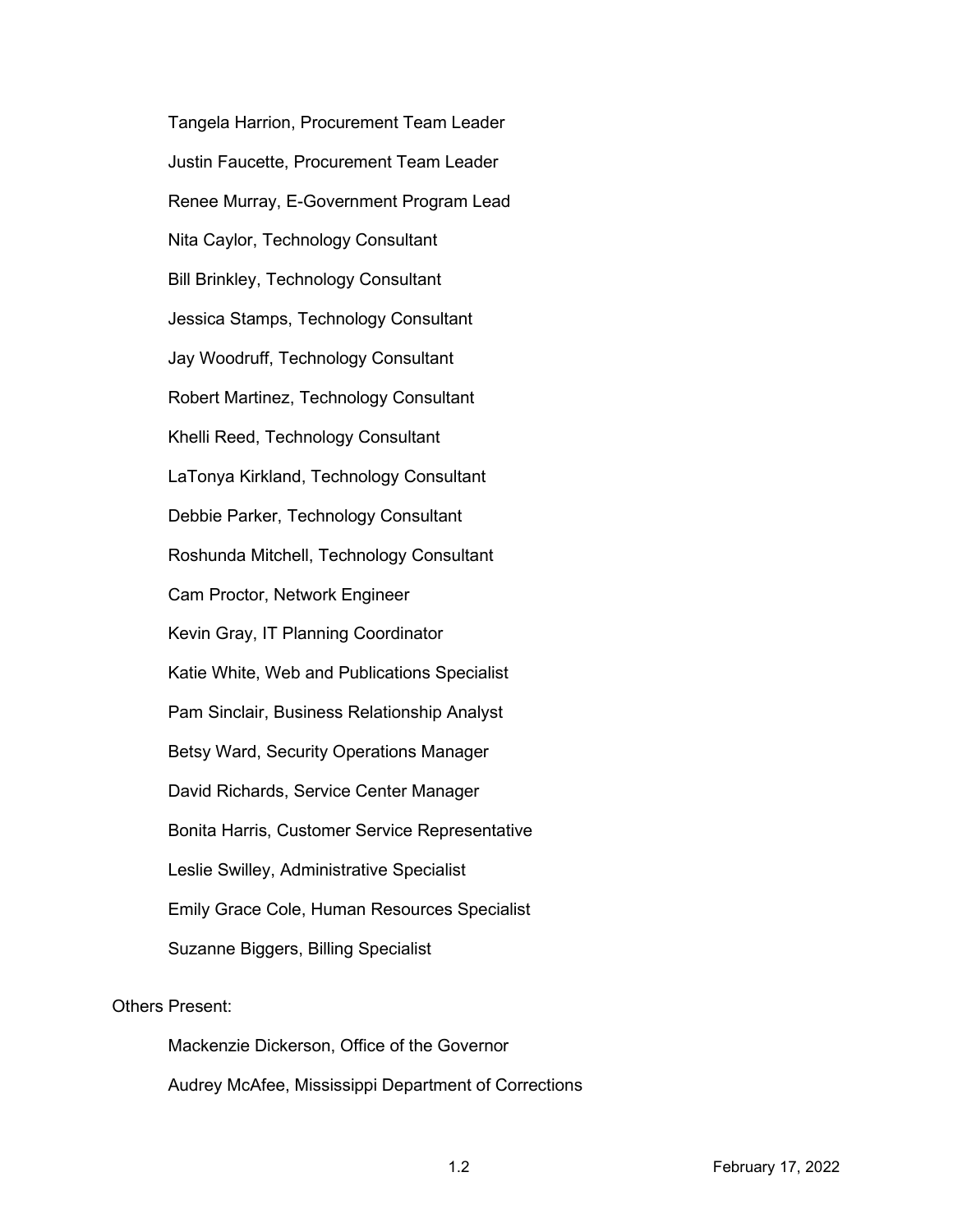Tangela Harrion, Procurement Team Leader

Justin Faucette, Procurement Team Leader

Renee Murray, E-Government Program Lead

Nita Caylor, Technology Consultant

Bill Brinkley, Technology Consultant

Jessica Stamps, Technology Consultant

Jay Woodruff, Technology Consultant

Robert Martinez, Technology Consultant

Khelli Reed, Technology Consultant

LaTonya Kirkland, Technology Consultant

Debbie Parker, Technology Consultant

Roshunda Mitchell, Technology Consultant

Cam Proctor, Network Engineer

Kevin Gray, IT Planning Coordinator

Katie White, Web and Publications Specialist

Pam Sinclair, Business Relationship Analyst

Betsy Ward, Security Operations Manager

David Richards, Service Center Manager

Bonita Harris, Customer Service Representative

Leslie Swilley, Administrative Specialist

Emily Grace Cole, Human Resources Specialist

Suzanne Biggers, Billing Specialist

Others Present:

Mackenzie Dickerson, Office of the Governor

Audrey McAfee, Mississippi Department of Corrections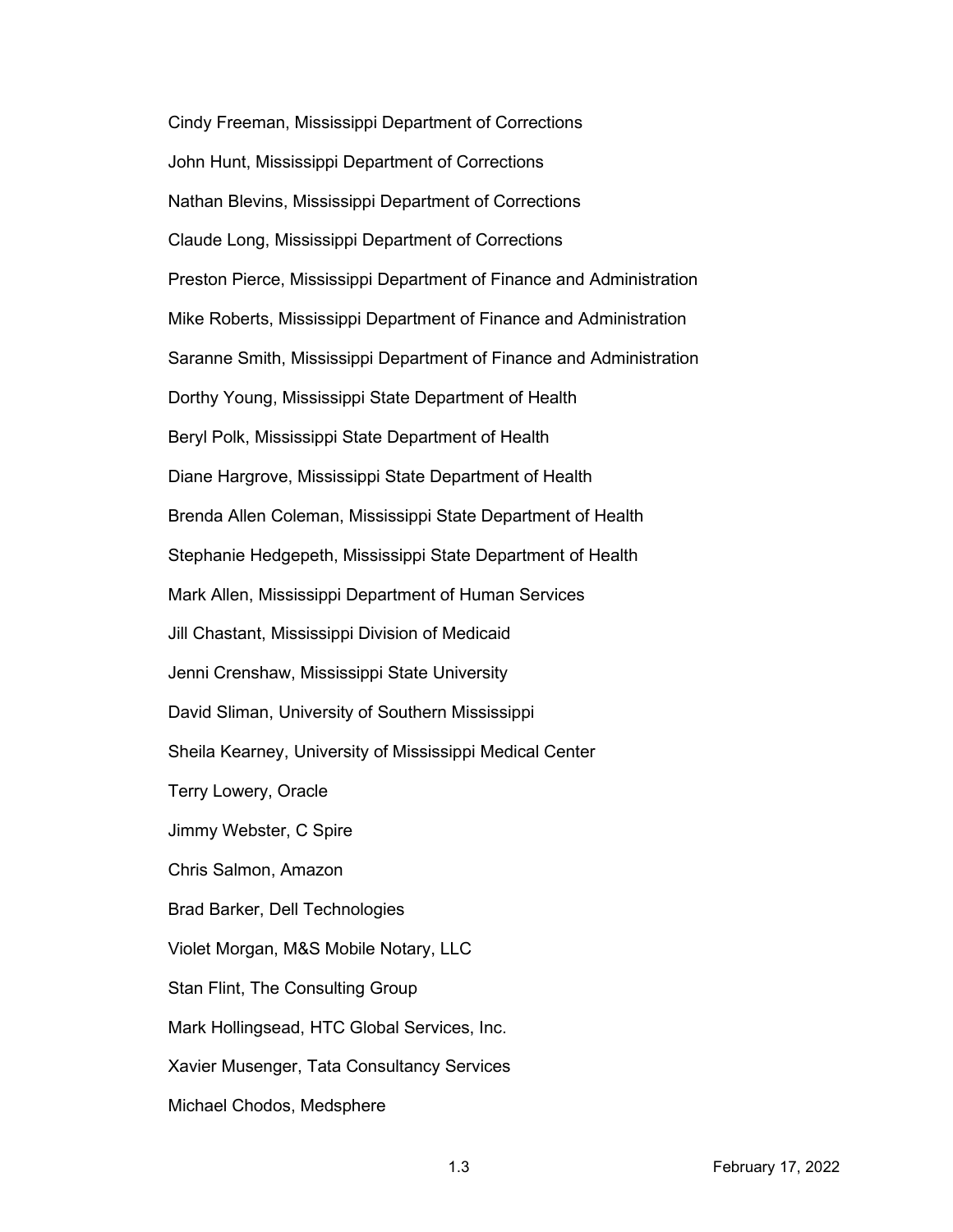Cindy Freeman, Mississippi Department of Corrections

John Hunt, Mississippi Department of Corrections

Nathan Blevins, Mississippi Department of Corrections

Claude Long, Mississippi Department of Corrections

Preston Pierce, Mississippi Department of Finance and Administration

Mike Roberts, Mississippi Department of Finance and Administration

Saranne Smith, Mississippi Department of Finance and Administration

Dorthy Young, Mississippi State Department of Health

Beryl Polk, Mississippi State Department of Health

Diane Hargrove, Mississippi State Department of Health

Brenda Allen Coleman, Mississippi State Department of Health

Stephanie Hedgepeth, Mississippi State Department of Health

Mark Allen, Mississippi Department of Human Services

Jill Chastant, Mississippi Division of Medicaid

Jenni Crenshaw, Mississippi State University

David Sliman, University of Southern Mississippi

Sheila Kearney, University of Mississippi Medical Center

Terry Lowery, Oracle

Jimmy Webster, C Spire

Chris Salmon, Amazon

Brad Barker, Dell Technologies

Violet Morgan, M&S Mobile Notary, LLC

Stan Flint, The Consulting Group

Mark Hollingsead, HTC Global Services, Inc.

Xavier Musenger, Tata Consultancy Services

Michael Chodos, Medsphere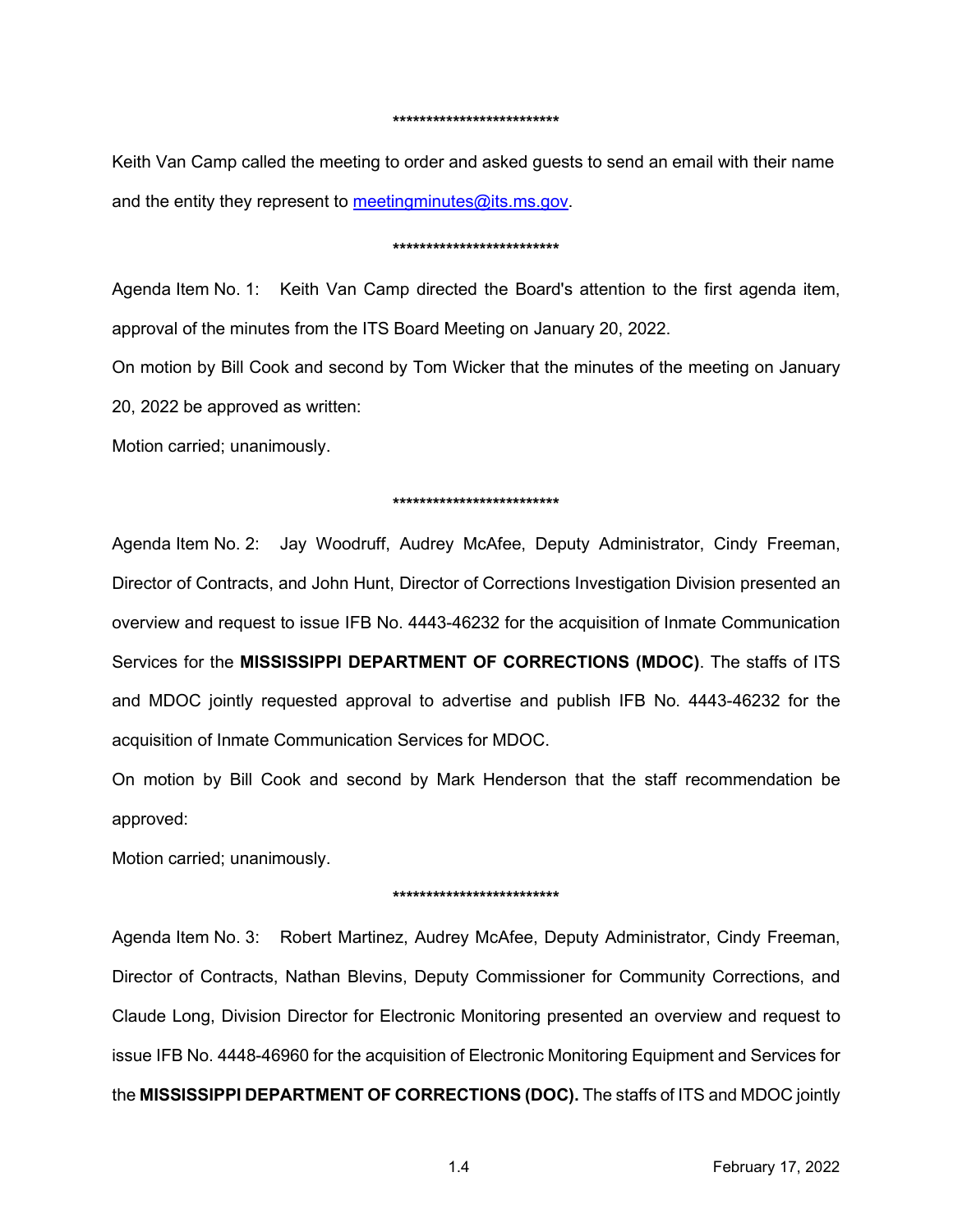*************************

Keith Van Camp called the meeting to order and asked guests to send an email with their name and the entity they represent to meetingminutes@its.ms.gov.

*************************

Agenda Item No. 1: Keith Van Camp directed the Board's attention to the first agenda item, approval of the minutes from the ITS Board Meeting on January 20, 2022.

On motion by Bill Cook and second by Tom Wicker that the minutes of the meeting on January 20, 2022 be approved as written:

Motion carried; unanimously.

*************************

Agenda Item No. 2: Jay Woodruff, Audrey McAfee, Deputy Administrator, Cindy Freeman, Director of Contracts, and John Hunt, Director of Corrections Investigation Division presented an overview and request to issue IFB No. 4443-46232 for the acquisition of Inmate Communication Services for the **MISSISSIPPI DEPARTMENT OF CORRECTIONS (MDOC)**. The staffs of ITS and MDOC jointly requested approval to advertise and publish IFB No. 4443-46232 for the acquisition of Inmate Communication Services for MDOC.

On motion by Bill Cook and second by Mark Henderson that the staff recommendation be approved:

Motion carried; unanimously.

*************************

Agenda Item No. 3: Robert Martinez, Audrey McAfee, Deputy Administrator, Cindy Freeman, Director of Contracts, Nathan Blevins, Deputy Commissioner for Community Corrections, and Claude Long, Division Director for Electronic Monitoring presented an overview and request to issue IFB No. 4448-46960 for the acquisition of Electronic Monitoring Equipment and Services for the **MISSISSIPPI DEPARTMENT OF CORRECTIONS (DOC).** The staffs of ITS and MDOC jointly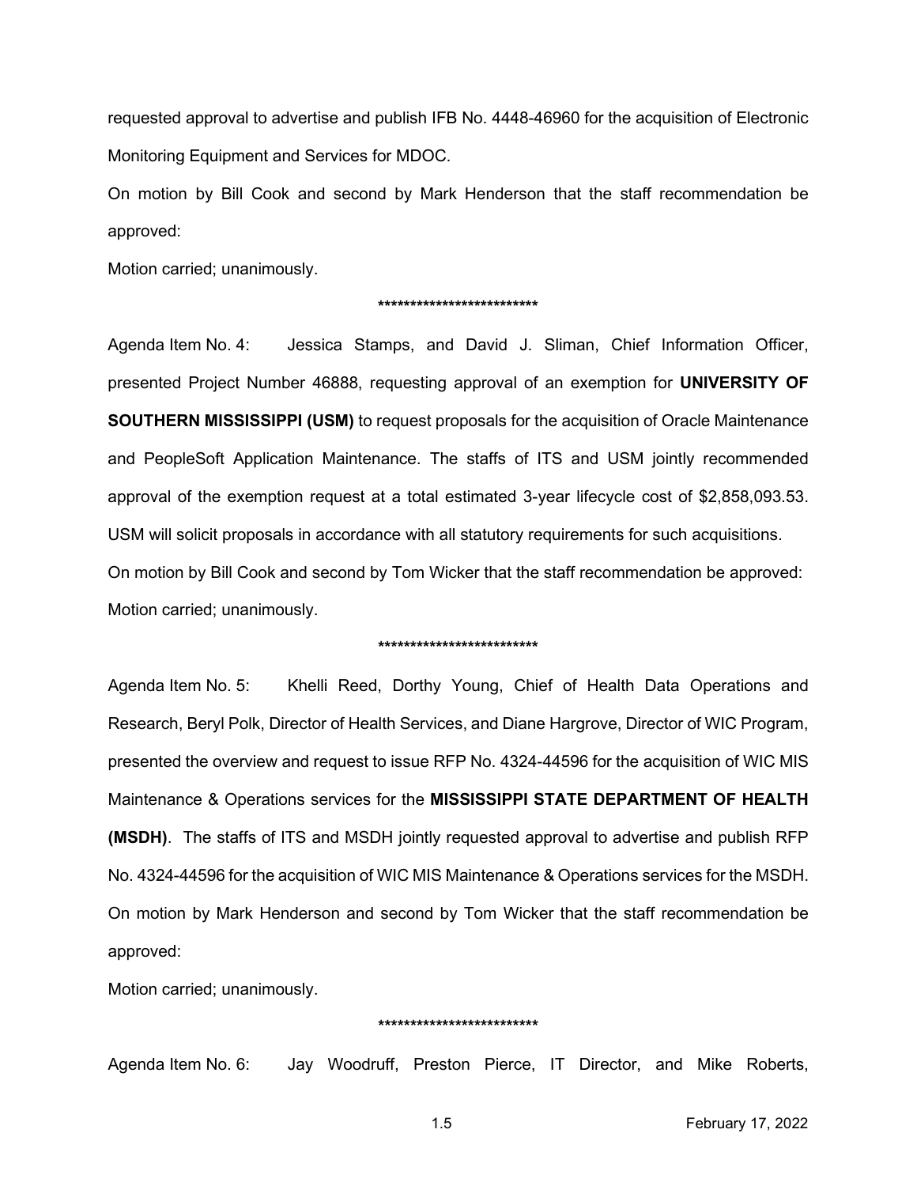requested approval to advertise and publish IFB No. 4448-46960 for the acquisition of Electronic Monitoring Equipment and Services for MDOC.

On motion by Bill Cook and second by Mark Henderson that the staff recommendation be approved:

Motion carried; unanimously.

*************************

Agenda Item No. 4: Jessica Stamps, and David J. Sliman, Chief Information Officer, presented Project Number 46888, requesting approval of an exemption for **UNIVERSITY OF SOUTHERN MISSISSIPPI (USM)** to request proposals for the acquisition of Oracle Maintenance and PeopleSoft Application Maintenance. The staffs of ITS and USM jointly recommended approval of the exemption request at a total estimated 3-year lifecycle cost of $2,858,093.53. USM will solicit proposals in accordance with all statutory requirements for such acquisitions.

On motion by Bill Cook and second by Tom Wicker that the staff recommendation be approved:

Motion carried; unanimously.

*************************

Agenda Item No. 5: Khelli Reed, Dorthy Young, Chief of Health Data Operations and Research, Beryl Polk, Director of Health Services, and Diane Hargrove, Director of WIC Program, presented the overview and request to issue RFP No. 4324-44596 for the acquisition of WIC MIS Maintenance & Operations services for the **MISSISSIPPI STATE DEPARTMENT OF HEALTH (MSDH)**. The staffs of ITS and MSDH jointly requested approval to advertise and publish RFP No. 4324-44596 for the acquisition of WIC MIS Maintenance & Operations services for the MSDH.

On motion by Mark Henderson and second by Tom Wicker that the staff recommendation be approved:

Motion carried; unanimously.

*************************

Agenda Item No. 6: Jay Woodruff, Preston Pierce, IT Director, and Mike Roberts,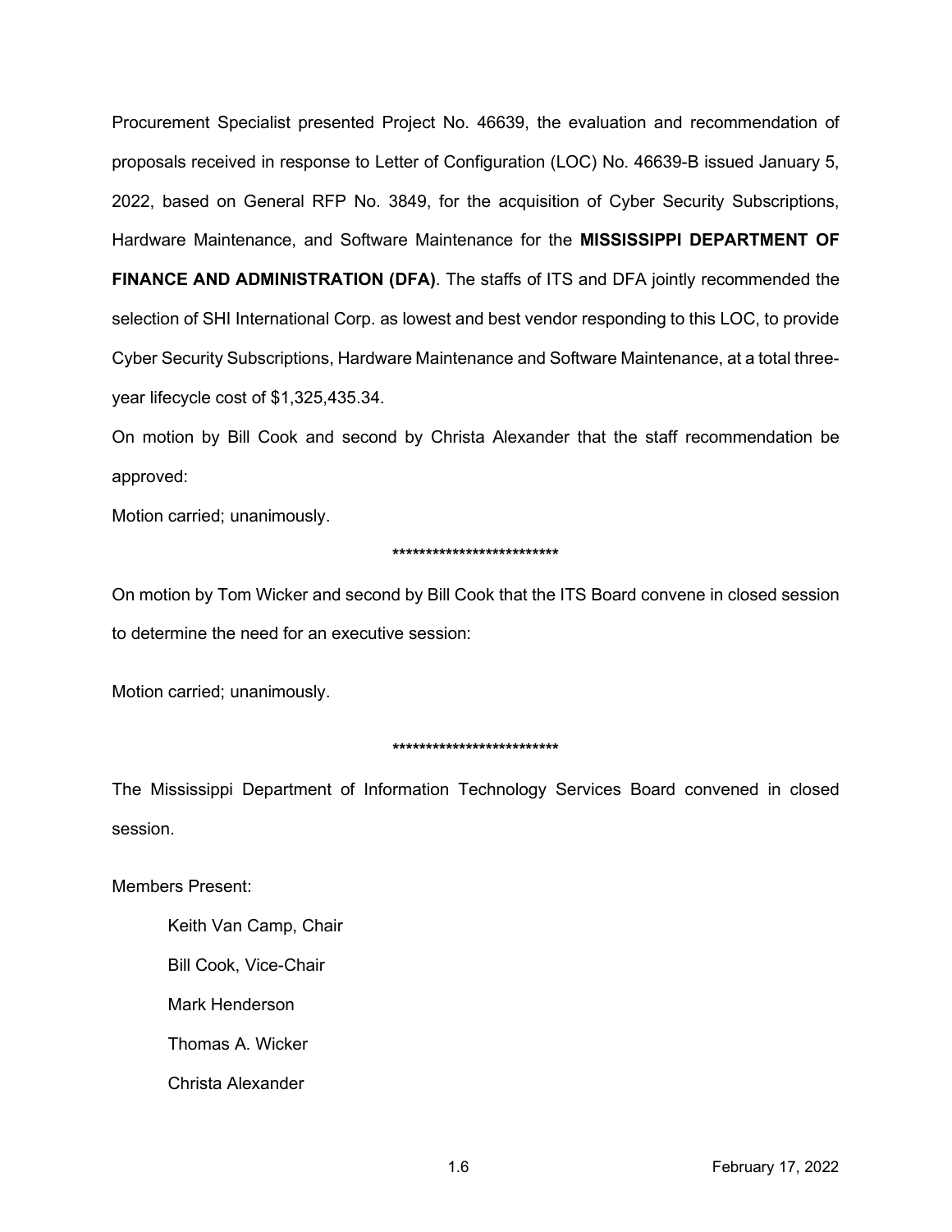Procurement Specialist presented Project No. 46639, the evaluation and recommendation of proposals received in response to Letter of Configuration (LOC) No. 46639-B issued January 5, 2022, based on General RFP No. 3849, for the acquisition of Cyber Security Subscriptions, Hardware Maintenance, and Software Maintenance for the **MISSISSIPPI DEPARTMENT OF FINANCE AND ADMINISTRATION (DFA)**. The staffs of ITS and DFA jointly recommended the selection of SHI International Corp. as lowest and best vendor responding to this LOC, to provide Cyber Security Subscriptions, Hardware Maintenance and Software Maintenance, at a total three-year lifecycle cost of $1,325,435.34.

On motion by Bill Cook and second by Christa Alexander that the staff recommendation be approved:

Motion carried; unanimously.

*************************

On motion by Tom Wicker and second by Bill Cook that the ITS Board convene in closed session to determine the need for an executive session:

Motion carried; unanimously.

*************************

The Mississippi Department of Information Technology Services Board convened in closed session.

Members Present:

Keith Van Camp, Chair

Bill Cook, Vice-Chair

Mark Henderson

Thomas A. Wicker

Christa Alexander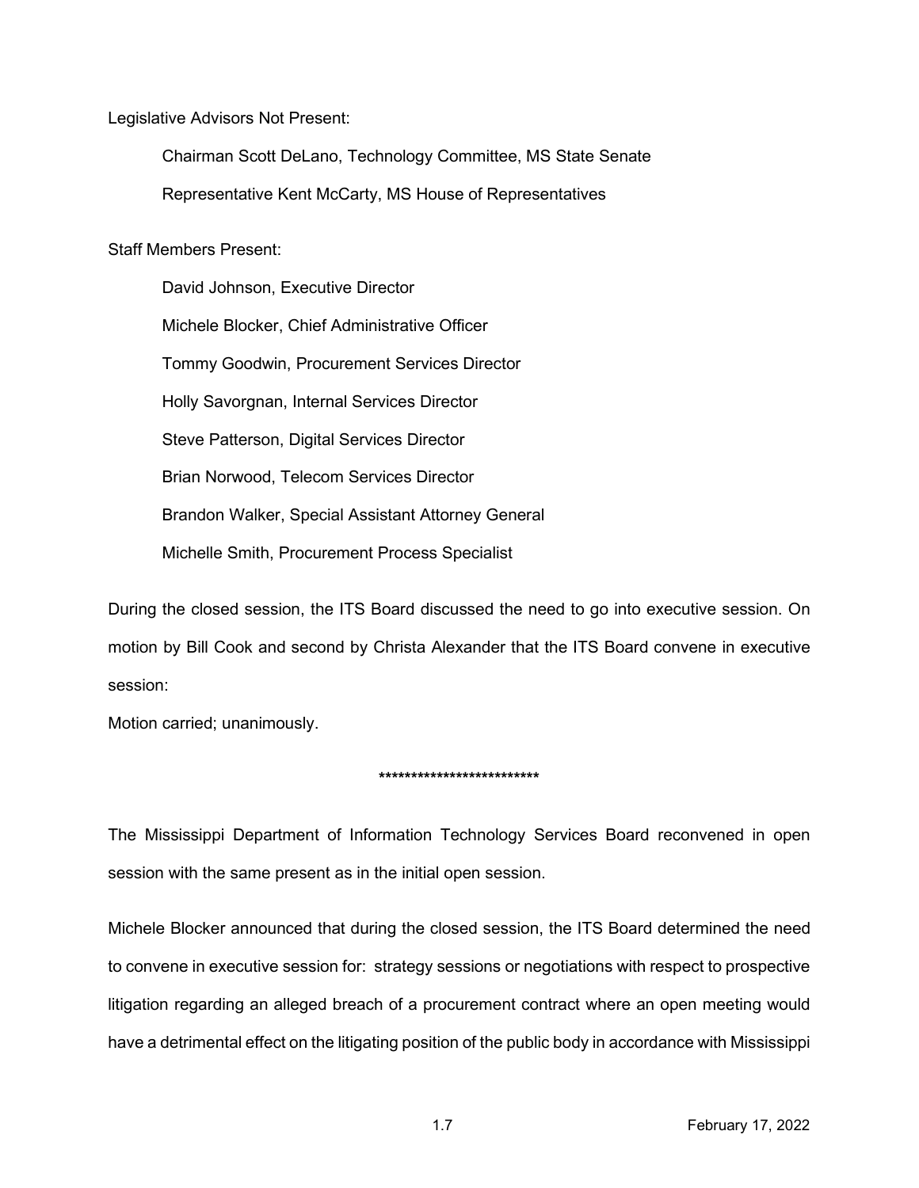Legislative Advisors Not Present:

Chairman Scott DeLano, Technology Committee, MS State Senate

Representative Kent McCarty, MS House of Representatives

Staff Members Present:

David Johnson, Executive Director

Michele Blocker, Chief Administrative Officer

Tommy Goodwin, Procurement Services Director

Holly Savorgnan, Internal Services Director

Steve Patterson, Digital Services Director

Brian Norwood, Telecom Services Director

Brandon Walker, Special Assistant Attorney General

Michelle Smith, Procurement Process Specialist

During the closed session, the ITS Board discussed the need to go into executive session. On motion by Bill Cook and second by Christa Alexander that the ITS Board convene in executive session:

Motion carried; unanimously.

*************************

The Mississippi Department of Information Technology Services Board reconvened in open session with the same present as in the initial open session.

Michele Blocker announced that during the closed session, the ITS Board determined the need to convene in executive session for: strategy sessions or negotiations with respect to prospective litigation regarding an alleged breach of a procurement contract where an open meeting would have a detrimental effect on the litigating position of the public body in accordance with Mississippi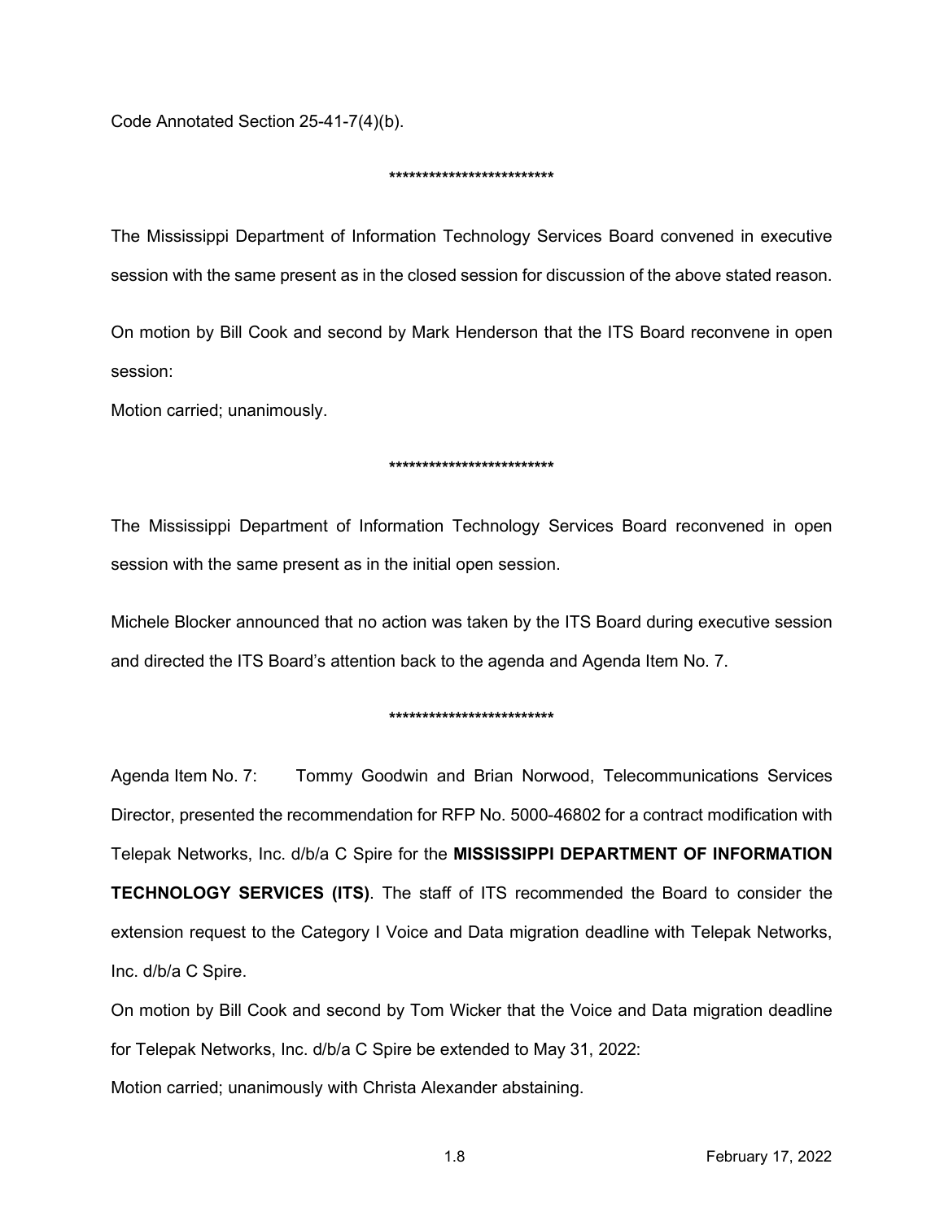Code Annotated Section 25-41-7(4)(b).

*************************

The Mississippi Department of Information Technology Services Board convened in executive session with the same present as in the closed session for discussion of the above stated reason.

On motion by Bill Cook and second by Mark Henderson that the ITS Board reconvene in open session:

Motion carried; unanimously.

*************************

The Mississippi Department of Information Technology Services Board reconvened in open session with the same present as in the initial open session.

Michele Blocker announced that no action was taken by the ITS Board during executive session and directed the ITS Board's attention back to the agenda and Agenda Item No. 7.

*************************

Agenda Item No. 7: Tommy Goodwin and Brian Norwood, Telecommunications Services Director, presented the recommendation for RFP No. 5000-46802 for a contract modification with Telepak Networks, Inc. d/b/a C Spire for the **MISSISSIPPI DEPARTMENT OF INFORMATION TECHNOLOGY SERVICES (ITS)**. The staff of ITS recommended the Board to consider the extension request to the Category I Voice and Data migration deadline with Telepak Networks, Inc. d/b/a C Spire.

On motion by Bill Cook and second by Tom Wicker that the Voice and Data migration deadline for Telepak Networks, Inc. d/b/a C Spire be extended to May 31, 2022:

Motion carried; unanimously with Christa Alexander abstaining.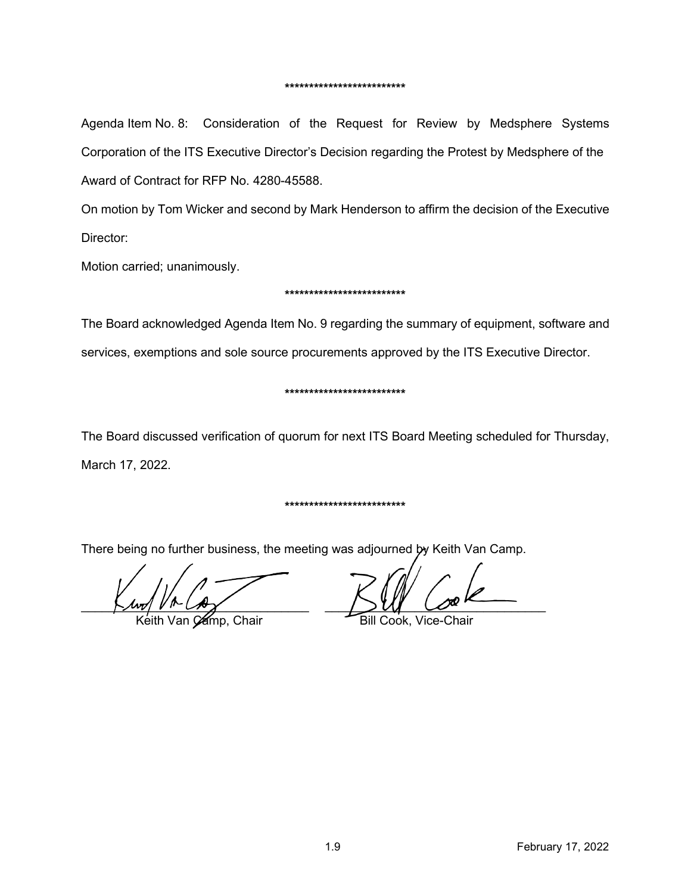*************************

Agenda Item No. 8: Consideration of the Request for Review by Medsphere Systems Corporation of the ITS Executive Director's Decision regarding the Protest by Medsphere of the Award of Contract for RFP No. 4280-45588.

On motion by Tom Wicker and second by Mark Henderson to affirm the decision of the Executive Director:

Motion carried; unanimously.

*************************

The Board acknowledged Agenda Item No. 9 regarding the summary of equipment, software and services, exemptions and sole source procurements approved by the ITS Executive Director.

*************************

The Board discussed verification of quorum for next ITS Board Meeting scheduled for Thursday, March 17, 2022.

*************************

There being no further business, the meeting was adjourned by Keith Van Camp.

Keith Van Camp, Chair

Bill Cook, Vice-Chair